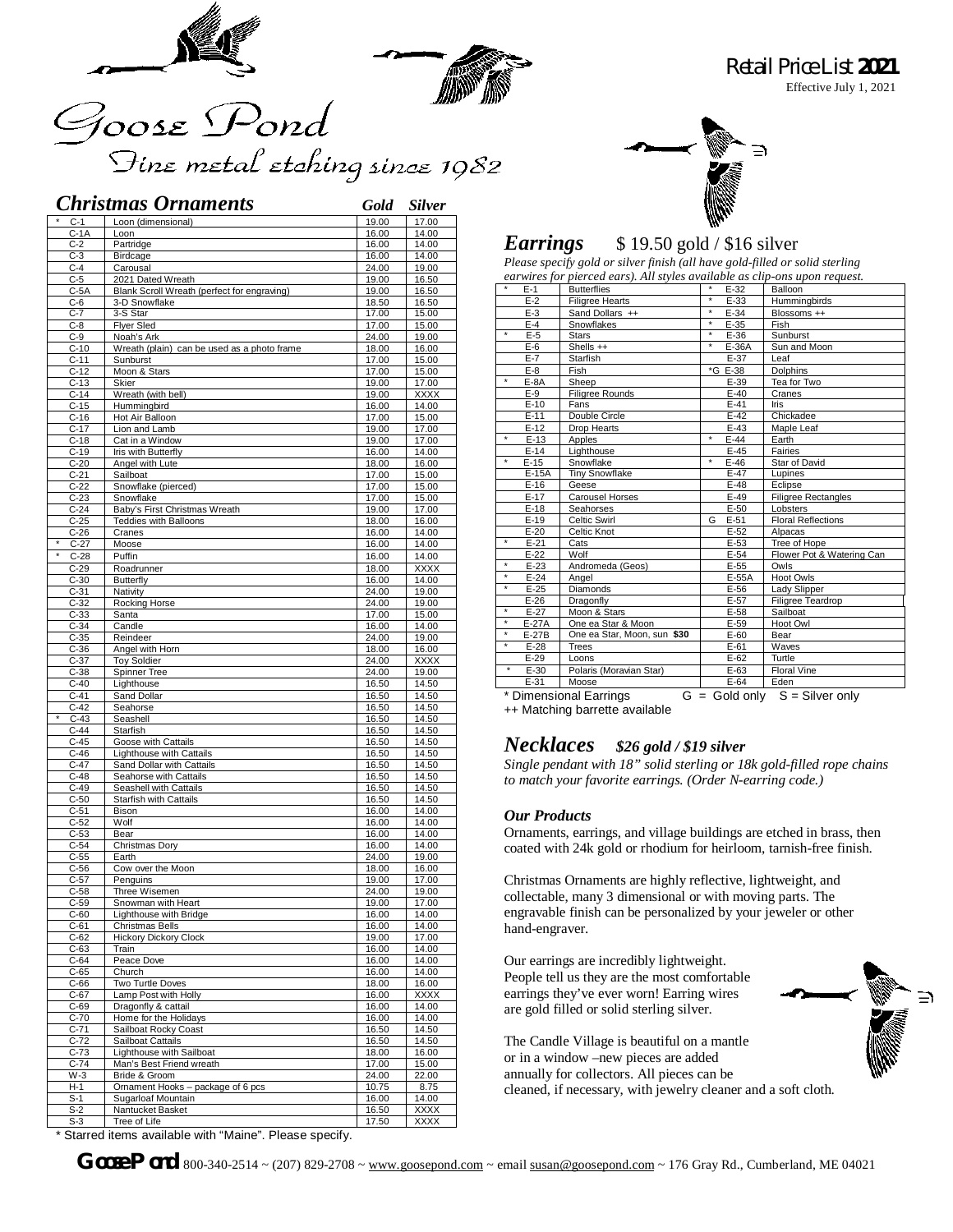# Goose Pond

Fine metal etching since 1982

Retail Price List **2021**

Effective July 1, 2021

## *Christmas Ornaments*

| | Code | Description | Gold | Silver |
|---|---|---|---|---|
| * | C-1 | Loon (dimensional) | 19.00 | 17.00 |
| | C-1A | Loon | 16.00 | 14.00 |
| | C-2 | Partridge | 16.00 | 14.00 |
| | C-3 | Birdcage | 16.00 | 14.00 |
| | C-4 | Carousal | 24.00 | 19.00 |
| | C-5 | 2021 Dated Wreath | 19.00 | 16.50 |
| | C-5A | Blank Scroll Wreath (perfect for engraving) | 19.00 | 16.50 |
| | C-6 | 3-D Snowflake | 18.50 | 16.50 |
| | C-7 | 3-S Star | 17.00 | 15.00 |
| | C-8 | Flyer Sled | 17.00 | 15.00 |
| | C-9 | Noah's Ark | 24.00 | 19.00 |
| | C-10 | Wreath (plain) can be used as a photo frame | 18.00 | 16.00 |
| | C-11 | Sunburst | 17.00 | 15.00 |
| | C-12 | Moon & Stars | 17.00 | 15.00 |
| | C-13 | Skier | 19.00 | 17.00 |
| | C-14 | Wreath (with bell) | 19.00 | XXXX |
| | C-15 | Hummingbird | 16.00 | 14.00 |
| | C-16 | Hot Air Balloon | 17.00 | 15.00 |
| | C-17 | Lion and Lamb | 19.00 | 17.00 |
| | C-18 | Cat in a Window | 19.00 | 17.00 |
| | C-19 | Iris with Butterfly | 16.00 | 14.00 |
| | C-20 | Angel with Lute | 18.00 | 16.00 |
| | C-21 | Sailboat | 17.00 | 15.00 |
| | C-22 | Snowflake (pierced) | 17.00 | 15.00 |
| | C-23 | Snowflake | 17.00 | 15.00 |
| | C-24 | Baby's First Christmas Wreath | 19.00 | 17.00 |
| | C-25 | Teddies with Balloons | 18.00 | 16.00 |
| | C-26 | Cranes | 16.00 | 14.00 |
| * | C-27 | Moose | 16.00 | 14.00 |
| * | C-28 | Puffin | 16.00 | 14.00 |
| | C-29 | Roadrunner | 18.00 | XXXX |
| | C-30 | Butterfly | 16.00 | 14.00 |
| | C-31 | Nativity | 24.00 | 19.00 |
| | C-32 | Rocking Horse | 24.00 | 19.00 |
| | C-33 | Santa | 17.00 | 15.00 |
| | C-34 | Candle | 16.00 | 14.00 |
| | C-35 | Reindeer | 24.00 | 19.00 |
| | C-36 | Angel with Horn | 18.00 | 16.00 |
| | C-37 | Toy Soldier | 24.00 | XXXX |
| | C-38 | Spinner Tree | 24.00 | 19.00 |
| | C-40 | Lighthouse | 16.50 | 14.50 |
| | C-41 | Sand Dollar | 16.50 | 14.50 |
| | C-42 | Seahorse | 16.50 | 14.50 |
| * | C-43 | Seashell | 16.50 | 14.50 |
| | C-44 | Starfish | 16.50 | 14.50 |
| | C-45 | Goose with Cattails | 16.50 | 14.50 |
| | C-46 | Lighthouse with Cattails | 16.50 | 14.50 |
| | C-47 | Sand Dollar with Cattails | 16.50 | 14.50 |
| | C-48 | Seahorse with Cattails | 16.50 | 14.50 |
| | C-49 | Seashell with Cattails | 16.50 | 14.50 |
| | C-50 | Starfish with Cattails | 16.50 | 14.50 |
| | C-51 | Bison | 16.00 | 14.00 |
| | C-52 | Wolf | 16.00 | 14.00 |
| | C-53 | Bear | 16.00 | 14.00 |
| | C-54 | Christmas Dory | 16.00 | 14.00 |
| | C-55 | Earth | 24.00 | 19.00 |
| | C-56 | Cow over the Moon | 18.00 | 16.00 |
| | C-57 | Penguins | 19.00 | 17.00 |
| | C-58 | Three Wisemen | 24.00 | 19.00 |
| | C-59 | Snowman with Heart | 19.00 | 17.00 |
| | C-60 | Lighthouse with Bridge | 16.00 | 14.00 |
| | C-61 | Christmas Bells | 16.00 | 14.00 |
| | C-62 | Hickory Dickory Clock | 19.00 | 17.00 |
| | C-63 | Train | 16.00 | 14.00 |
| | C-64 | Peace Dove | 16.00 | 14.00 |
| | C-65 | Church | 16.00 | 14.00 |
| | C-66 | Two Turtle Doves | 18.00 | 16.00 |
| | C-67 | Lamp Post with Holly | 16.00 | XXXX |
| | C-69 | Dragonfly & cattail | 16.00 | 14.00 |
| | C-70 | Home for the Holidays | 16.00 | 14.00 |
| | C-71 | Sailboat Rocky Coast | 16.50 | 14.50 |
| | C-72 | Sailboat Cattails | 16.50 | 14.50 |
| | C-73 | Lighthouse with Sailboat | 18.00 | 16.00 |
| | C-74 | Man's Best Friend wreath | 17.00 | 15.00 |
| | W-3 | Bride & Groom | 24.00 | 22.00 |
| | H-1 | Ornament Hooks – package of 6 pcs | 10.75 | 8.75 |
| | S-1 | Sugarloaf Mountain | 16.00 | 14.00 |
| | S-2 | Nantucket Basket | 16.50 | XXXX |
| | S-3 | Tree of Life | 17.50 | XXXX |

\* Starred items available with "Maine". Please specify.

## *Earrings* $ 19.50 gold / $16 silver

*Please specify gold or silver finish (all have gold-filled or solid sterling earwires for pierced ears). All styles available as clip-ons upon request.*

| | Code | Description | | Code | Description |
|---|---|---|---|---|---|
| * | E-1 | Butterflies | * | E-32 | Balloon |
| | E-2 | Filigree Hearts | * | E-33 | Hummingbirds |
| | E-3 | Sand Dollars ++ | * | E-34 | Blossoms ++ |
| | E-4 | Snowflakes | * | E-35 | Fish |
| * | E-5 | Stars | * | E-36 | Sunburst |
| | E-6 | Shells ++ | * | E-36A | Sun and Moon |
| | E-7 | Starfish | | E-37 | Leaf |
| | E-8 | Fish | *G | E-38 | Dolphins |
| * | E-8A | Sheep | | E-39 | Tea for Two |
| | E-9 | Filigree Rounds | | E-40 | Cranes |
| | E-10 | Fans | | E-41 | Iris |
| | E-11 | Double Circle | | E-42 | Chickadee |
| | E-12 | Drop Hearts | | E-43 | Maple Leaf |
| * | E-13 | Apples | * | E-44 | Earth |
| | E-14 | Lighthouse | | E-45 | Fairies |
| * | E-15 | Snowflake | * | E-46 | Star of David |
| | E-15A | Tiny Snowflake | | E-47 | Lupines |
| | E-16 | Geese | | E-48 | Eclipse |
| | E-17 | Carousel Horses | | E-49 | Filigree Rectangles |
| | E-18 | Seahorses | | E-50 | Lobsters |
| | E-19 | Celtic Swirl | G | E-51 | Floral Reflections |
| | E-20 | Celtic Knot | | E-52 | Alpacas |
| * | E-21 | Cats | | E-53 | Tree of Hope |
| | E-22 | Wolf | | E-54 | Flower Pot & Watering Can |
| * | E-23 | Andromeda (Geos) | | E-55 | Owls |
| * | E-24 | Angel | | E-55A | Hoot Owls |
| * | E-25 | Diamonds | | E-56 | Lady Slipper |
| | E-26 | Dragonfly | | E-57 | Filigree Teardrop |
| * | E-27 | Moon & Stars | | E-58 | Sailboat |
| * | E-27A | One ea Star & Moon | | E-59 | Hoot Owl |
| * | E-27B | One ea Star, Moon, sun **$30** | | E-60 | Bear |
| * | E-28 | Trees | | E-61 | Waves |
| | E-29 | Loons | | E-62 | Turtle |
| * | E-30 | Polaris (Moravian Star) | | E-63 | Floral Vine |
| | E-31 | Moose | | E-64 | Eden |

\* Dimensional Earrings G = Gold only S = Silver only

++ Matching barrette available

## *Necklaces* *$26 gold / $19 silver*

*Single pendant with 18" solid sterling or 18k gold-filled rope chains to match your favorite earrings. (Order N-earring code.)*

### *Our Products*

Ornaments, earrings, and village buildings are etched in brass, then coated with 24k gold or rhodium for heirloom, tarnish-free finish.

Christmas Ornaments are highly reflective, lightweight, and collectable, many 3 dimensional or with moving parts. The engravable finish can be personalized by your jeweler or other hand-engraver.

Our earrings are incredibly lightweight. People tell us they are the most comfortable earrings they've ever worn! Earring wires are gold filled or solid sterling silver.

The Candle Village is beautiful on a mantle or in a window –new pieces are added annually for collectors. All pieces can be cleaned, if necessary, with jewelry cleaner and a soft cloth.

**Goose Pond** 800-340-2514 ~ (207) 829-2708 ~ www.goosepond.com ~ email susan@goosepond.com ~ 176 Gray Rd., Cumberland, ME 04021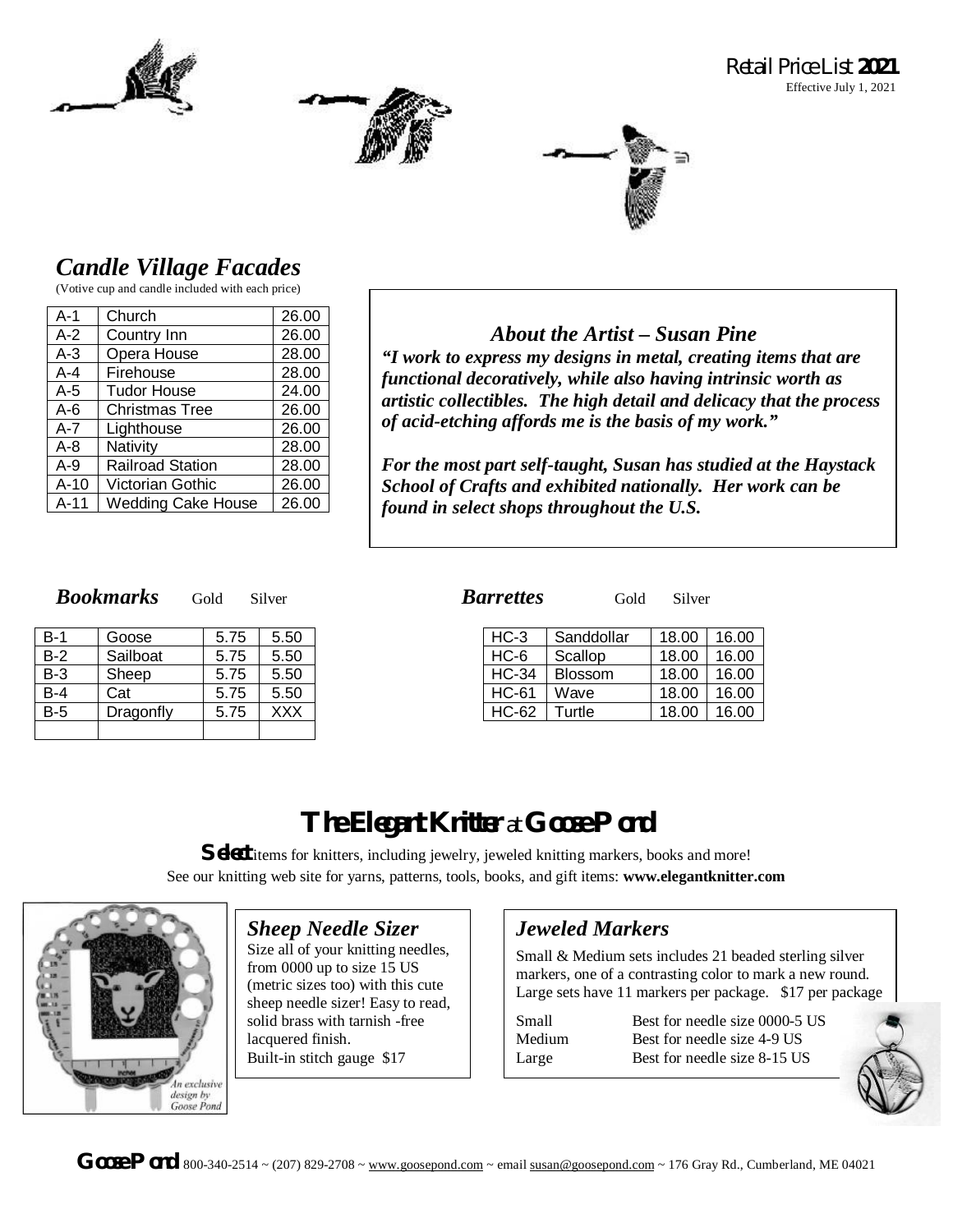Retail Price List **2021**

Effective July 1, 2021

## *Candle Village Facades*

(Votive cup and candle included with each price)

| | | |
|---|---|---|
| A-1 | Church | 26.00 |
| A-2 | Country Inn | 26.00 |
| A-3 | Opera House | 28.00 |
| A-4 | Firehouse | 28.00 |
| A-5 | Tudor House | 24.00 |
| A-6 | Christmas Tree | 26.00 |
| A-7 | Lighthouse | 26.00 |
| A-8 | Nativity | 28.00 |
| A-9 | Railroad Station | 28.00 |
| A-10 | Victorian Gothic | 26.00 |
| A-11 | Wedding Cake House | 26.00 |

### *About the Artist – Susan Pine*

***"I work to express my designs in metal, creating items that are functional decoratively, while also having intrinsic worth as artistic collectibles. The high detail and delicacy that the process of acid-etching affords me is the basis of my work."***

***For the most part self-taught, Susan has studied at the Haystack School of Crafts and exhibited nationally. Her work can be found in select shops throughout the U.S.***

## *Bookmarks*

| | | Gold | Silver |
|---|---|---|---|
| B-1 | Goose | 5.75 | 5.50 |
| B-2 | Sailboat | 5.75 | 5.50 |
| B-3 | Sheep | 5.75 | 5.50 |
| B-4 | Cat | 5.75 | 5.50 |
| B-5 | Dragonfly | 5.75 | XXX |
| | | | |

## *Barrettes*

| | | Gold | Silver |
|---|---|---|---|
| HC-3 | Sanddollar | 18.00 | 16.00 |
| HC-6 | Scallop | 18.00 | 16.00 |
| HC-34 | Blossom | 18.00 | 16.00 |
| HC-61 | Wave | 18.00 | 16.00 |
| HC-62 | Turtle | 18.00 | 16.00 |

# The Elegant Knitter at Goose Pond

**Select** items for knitters, including jewelry, jeweled knitting markers, books and more!
See our knitting web site for yarns, patterns, tools, books, and gift items: **www.elegantknitter.com**

An exclusive design by Goose Pond

### *Sheep Needle Sizer*

Size all of your knitting needles, from 0000 up to size 15 US (metric sizes too) with this cute sheep needle sizer! Easy to read, solid brass with tarnish -free lacquered finish.
Built-in stitch gauge $17

### *Jeweled Markers*

Small & Medium sets includes 21 beaded sterling silver markers, one of a contrasting color to mark a new round. Large sets have 11 markers per package. $17 per package

| | |
|---|---|
| Small | Best for needle size 0000-5 US |
| Medium | Best for needle size 4-9 US |
| Large | Best for needle size 8-15 US |

**Goose Pond** 800-340-2514 ~ (207) 829-2708 ~ www.goosepond.com ~ email susan@goosepond.com ~ 176 Gray Rd., Cumberland, ME 04021